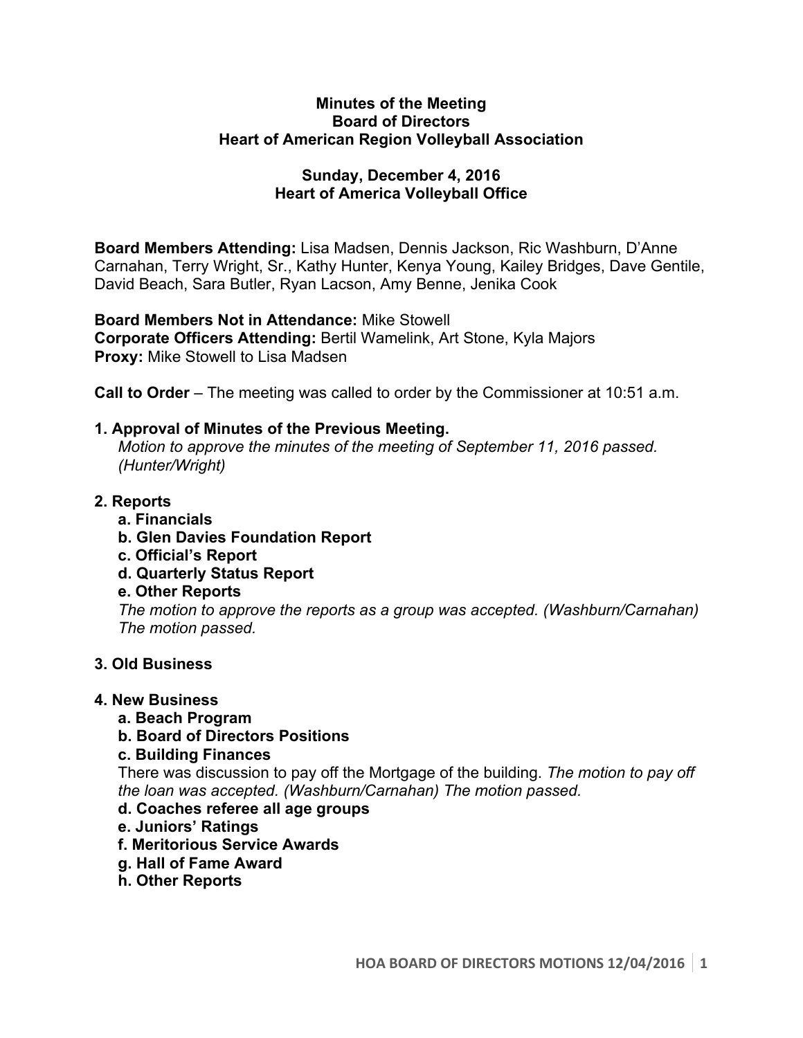**Minutes of the Meeting**
**Board of Directors**
**Heart of American Region Volleyball Association**

**Sunday, December 4, 2016**
**Heart of America Volleyball Office**

**Board Members Attending:** Lisa Madsen, Dennis Jackson, Ric Washburn, D'Anne Carnahan, Terry Wright, Sr., Kathy Hunter, Kenya Young, Kailey Bridges, Dave Gentile, David Beach, Sara Butler, Ryan Lacson, Amy Benne, Jenika Cook

**Board Members Not in Attendance:** Mike Stowell
**Corporate Officers Attending:** Bertil Wamelink, Art Stone, Kyla Majors
**Proxy:** Mike Stowell to Lisa Madsen

**Call to Order** – The meeting was called to order by the Commissioner at 10:51 a.m.

**1. Approval of Minutes of the Previous Meeting.**
*Motion to approve the minutes of the meeting of September 11, 2016 passed. (Hunter/Wright)*

**2. Reports**
- **a. Financials**
- **b. Glen Davies Foundation Report**
- **c. Official's Report**
- **d. Quarterly Status Report**
- **e. Other Reports**

*The motion to approve the reports as a group was accepted. (Washburn/Carnahan) The motion passed.*

**3. Old Business**

**4. New Business**
- **a. Beach Program**
- **b. Board of Directors Positions**
- **c. Building Finances**

There was discussion to pay off the Mortgage of the building. *The motion to pay off the loan was accepted. (Washburn/Carnahan) The motion passed.*

- **d. Coaches referee all age groups**
- **e. Juniors' Ratings**
- **f. Meritorious Service Awards**
- **g. Hall of Fame Award**
- **h. Other Reports**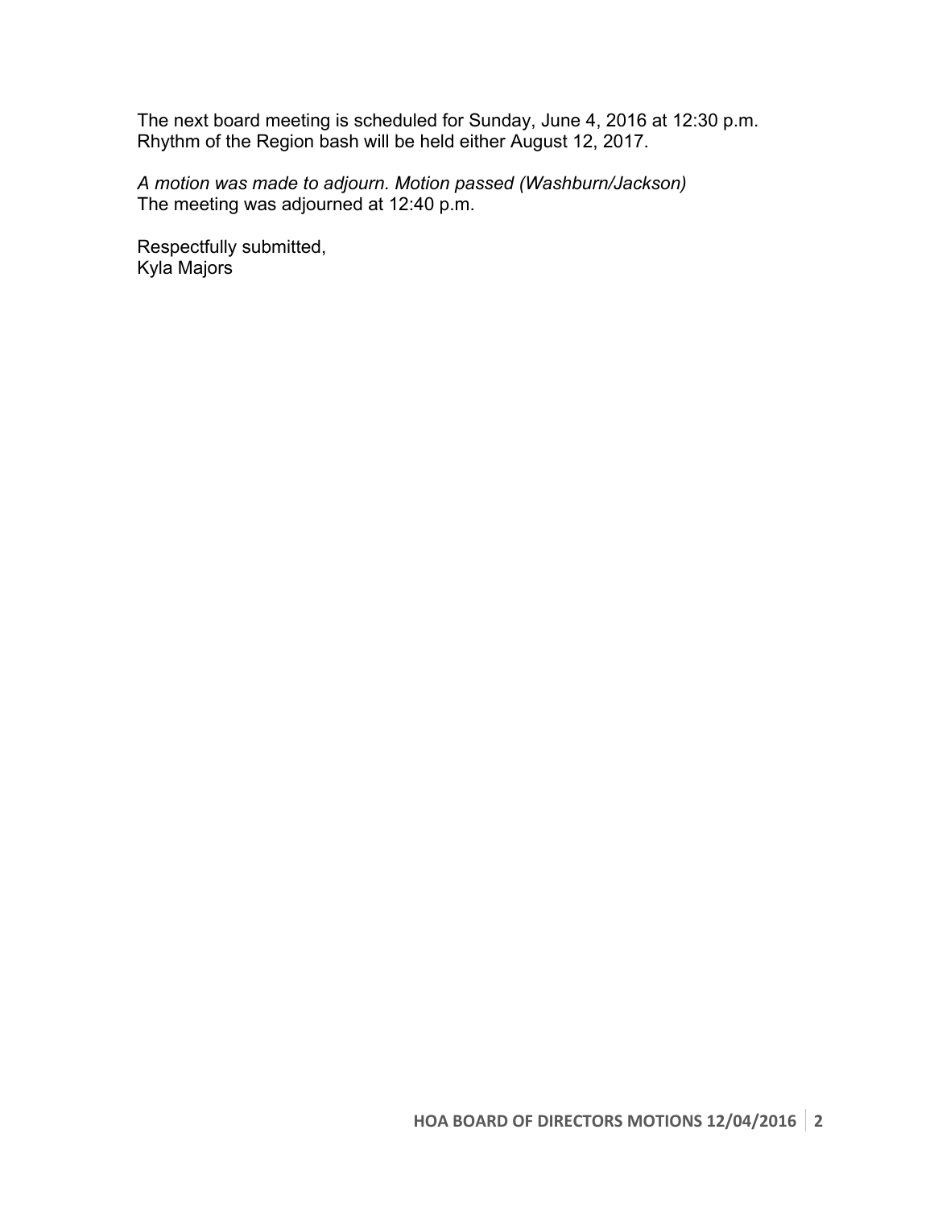The next board meeting is scheduled for Sunday, June 4, 2016 at 12:30 p.m.
Rhythm of the Region bash will be held either August 12, 2017.

*A motion was made to adjourn. Motion passed (Washburn/Jackson)*
The meeting was adjourned at 12:40 p.m.

Respectfully submitted,
Kyla Majors